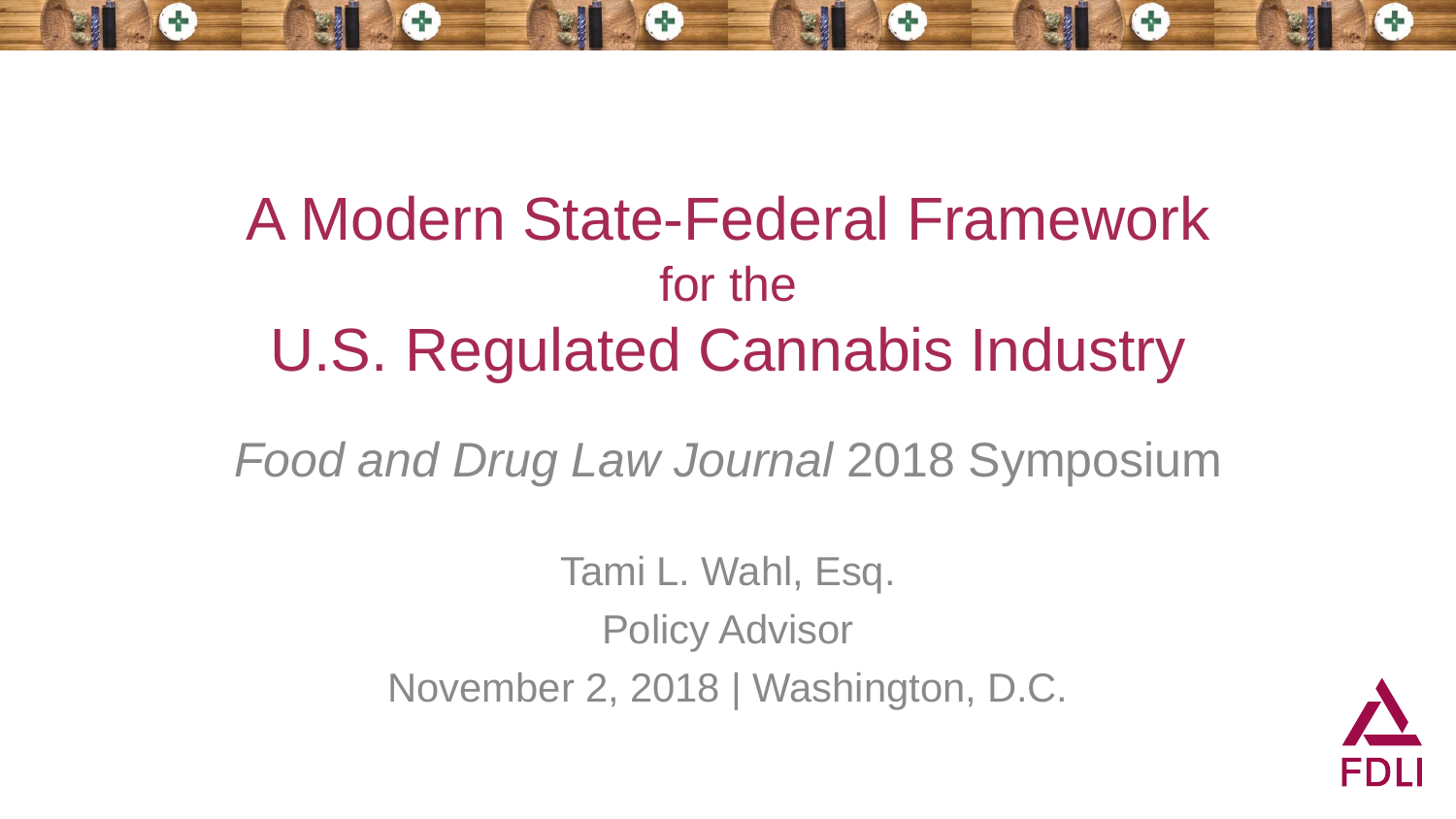# A Modern State-Federal Framework for the U.S. Regulated Cannabis Industry

*Food and Drug Law Journal* 2018 Symposium

Tami L. Wahl, Esq.

Policy Advisor

November 2, 2018 | Washington, D.C.

FDLI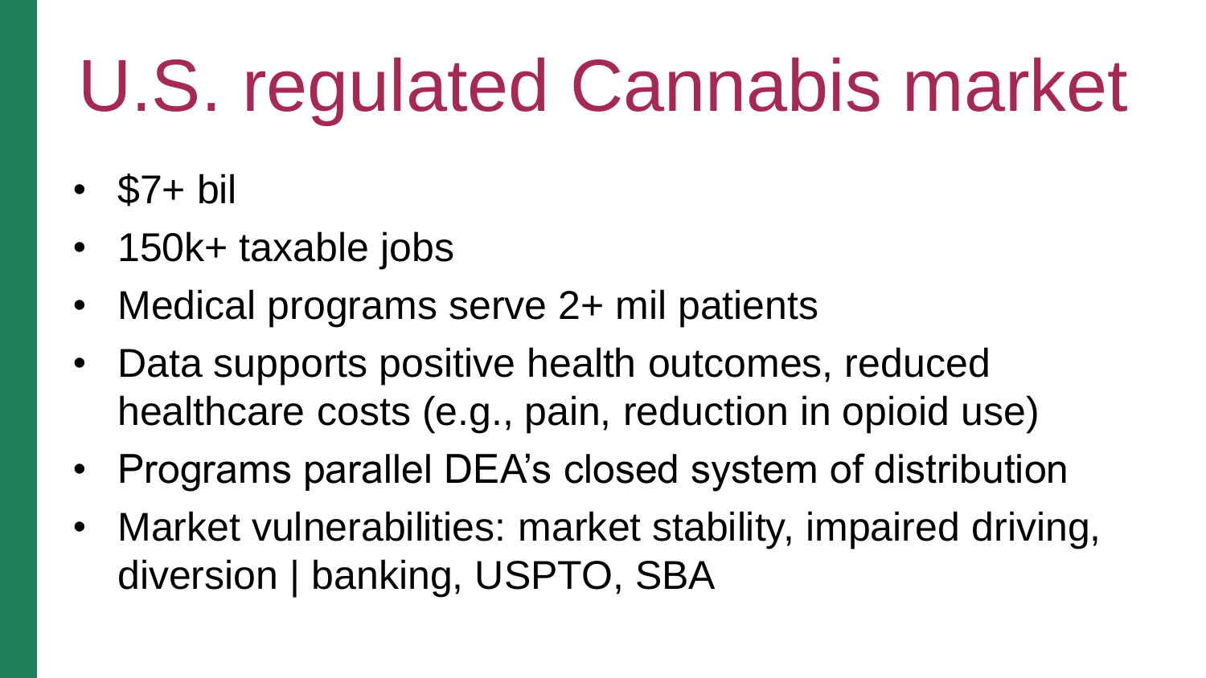# U.S. regulated Cannabis market

- $7+ bil
- 150k+ taxable jobs
- Medical programs serve 2+ mil patients
- Data supports positive health outcomes, reduced healthcare costs (e.g., pain, reduction in opioid use)
- Programs parallel DEA's closed system of distribution
- Market vulnerabilities: market stability, impaired driving, diversion | banking, USPTO, SBA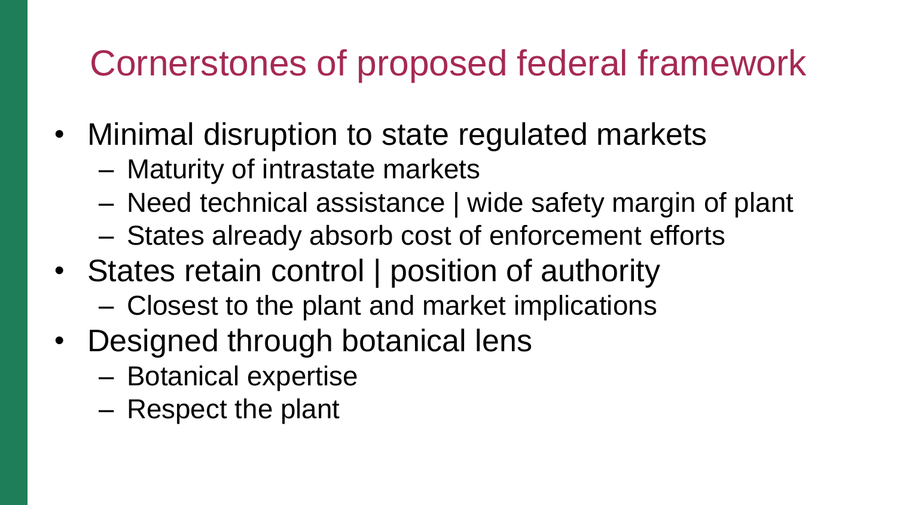# Cornerstones of proposed federal framework

- Minimal disruption to state regulated markets
  - Maturity of intrastate markets
  - Need technical assistance | wide safety margin of plant
  - States already absorb cost of enforcement efforts
- States retain control | position of authority
  - Closest to the plant and market implications
- Designed through botanical lens
  - Botanical expertise
  - Respect the plant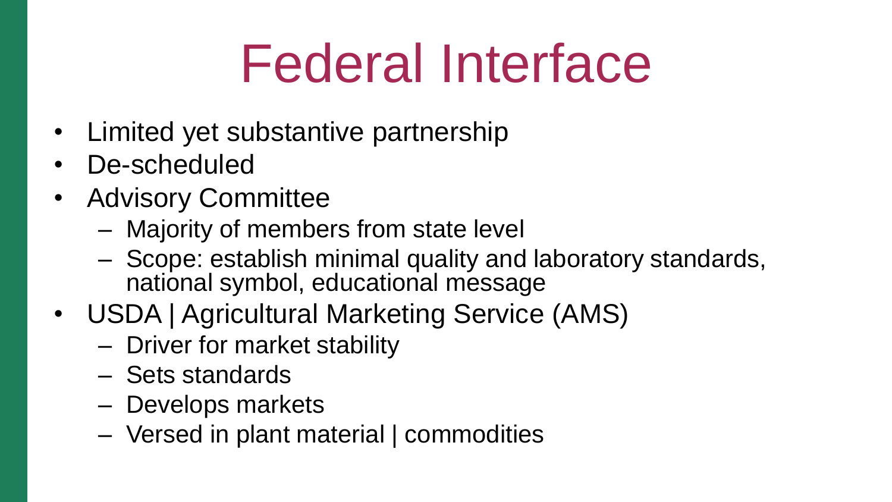# Federal Interface

- Limited yet substantive partnership
- De-scheduled
- Advisory Committee
  - Majority of members from state level
  - Scope: establish minimal quality and laboratory standards, national symbol, educational message
- USDA | Agricultural Marketing Service (AMS)
  - Driver for market stability
  - Sets standards
  - Develops markets
  - Versed in plant material | commodities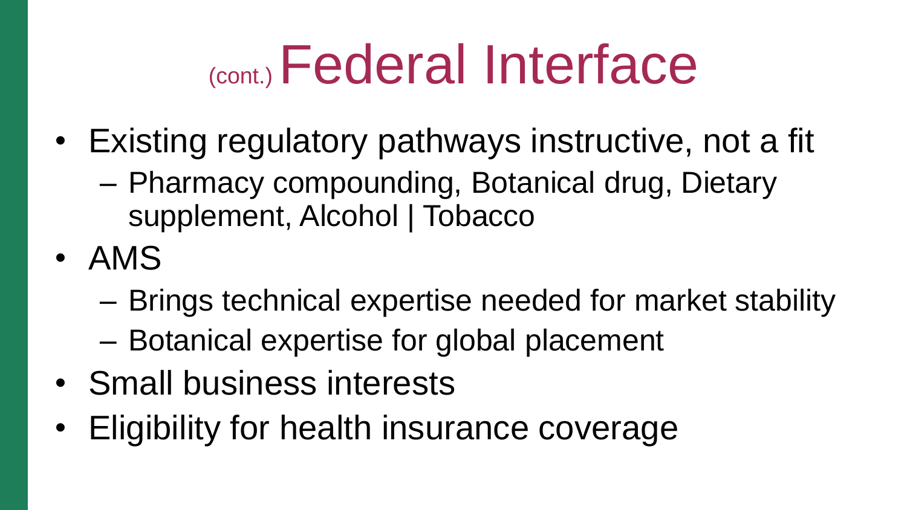# (cont.) Federal Interface

- Existing regulatory pathways instructive, not a fit
  - Pharmacy compounding, Botanical drug, Dietary supplement, Alcohol | Tobacco
- AMS
  - Brings technical expertise needed for market stability
  - Botanical expertise for global placement
- Small business interests
- Eligibility for health insurance coverage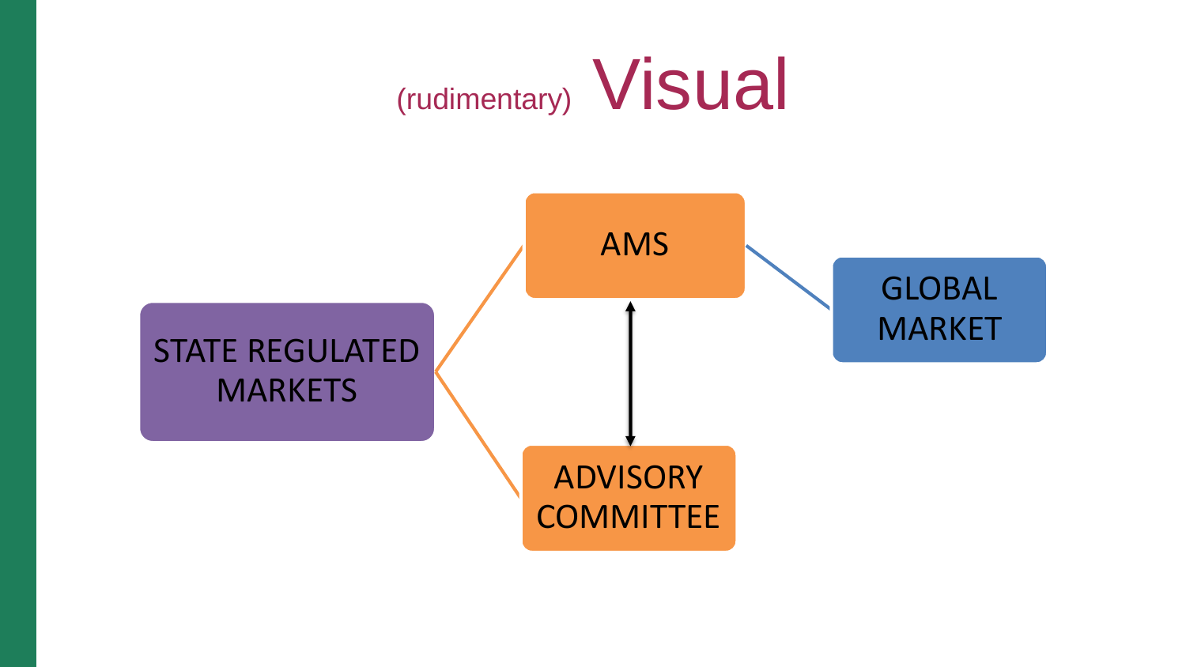# (rudimentary) Visual

STATE REGULATED MARKETS

AMS

ADVISORY COMMITTEE

GLOBAL MARKET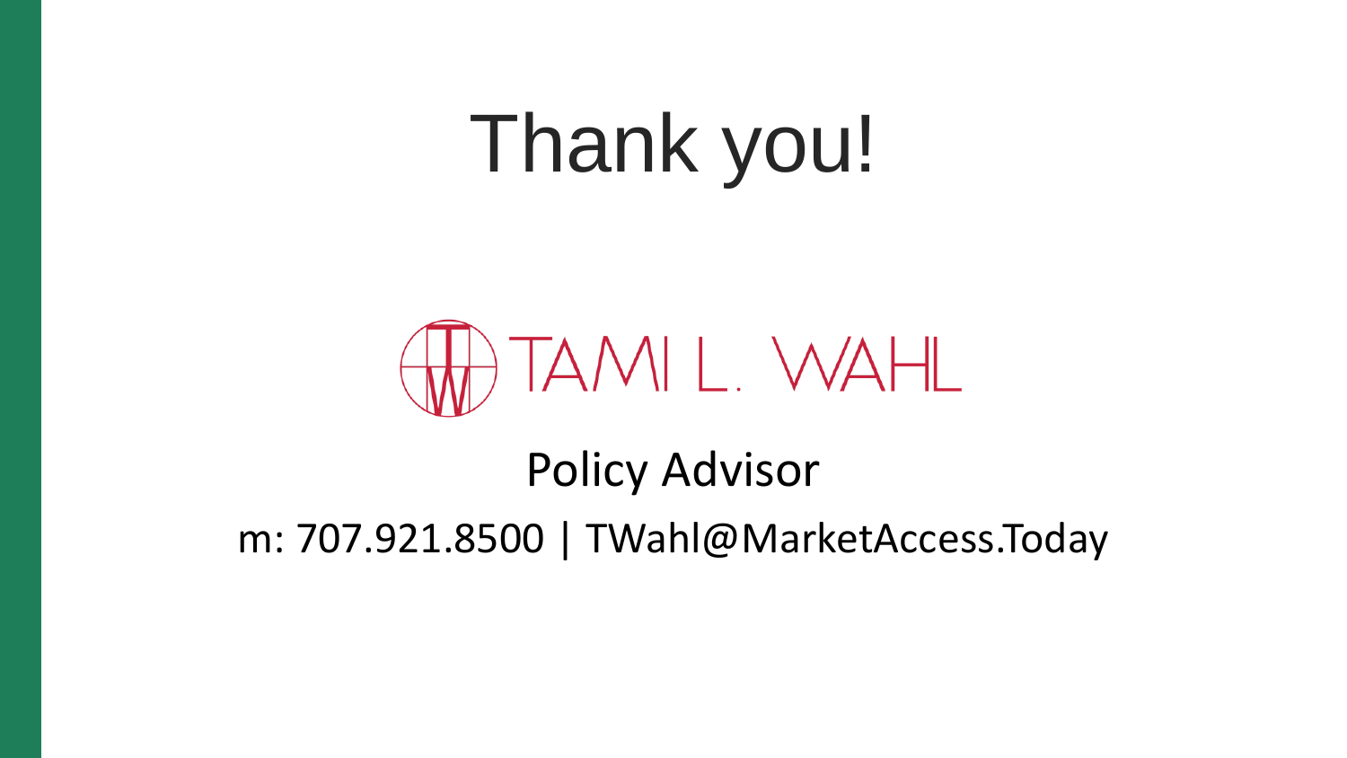# Thank you!

TAMI L. WAHL

Policy Advisor

m: 707.921.8500 | TWahl@MarketAccess.Today